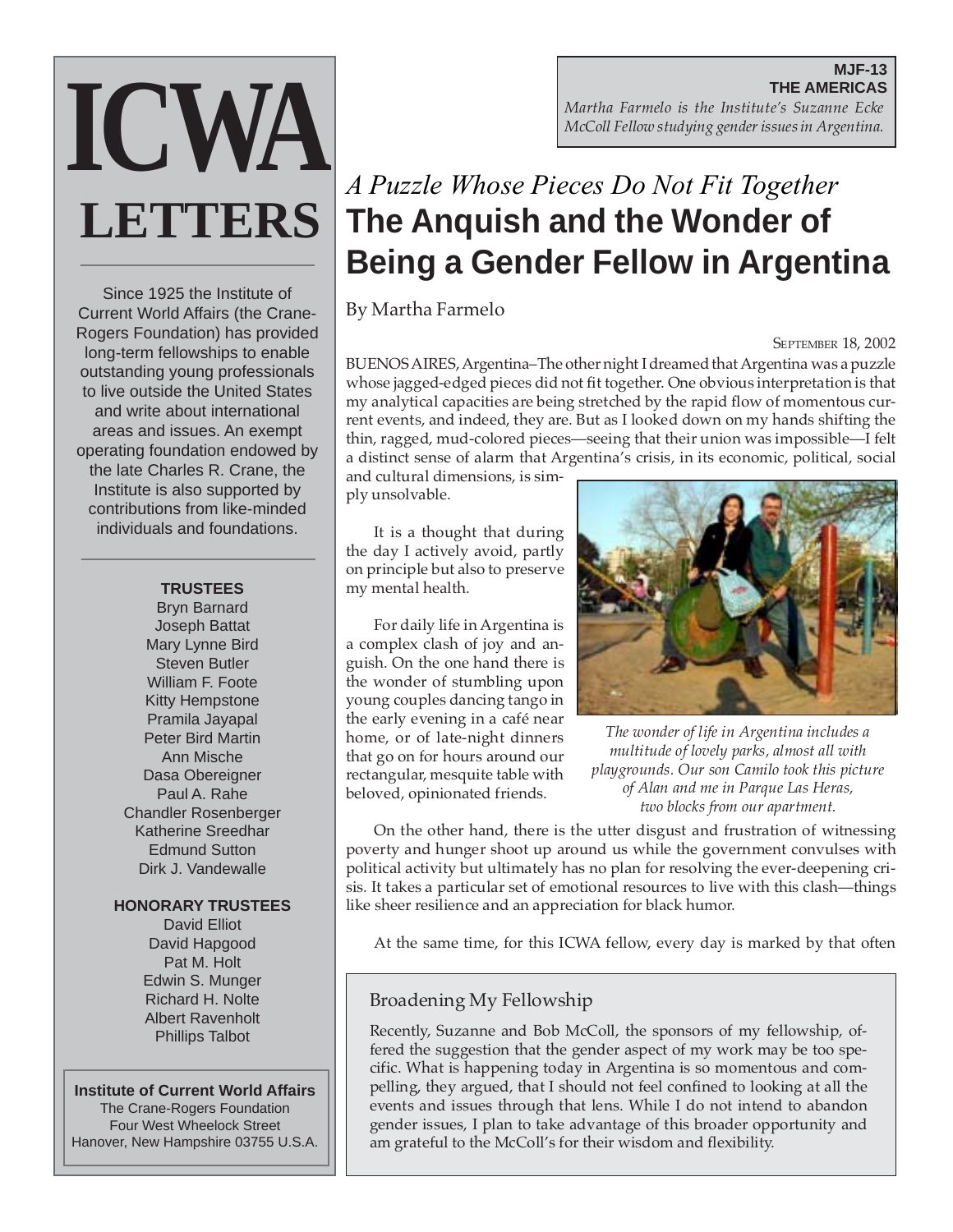**MJF-13**
**THE AMERICAS**
*Martha Farmelo is the Institute's Suzanne Ecke McColl Fellow studying gender issues in Argentina.*

# ICWA LETTERS

Since 1925 the Institute of Current World Affairs (the Crane-Rogers Foundation) has provided long-term fellowships to enable outstanding young professionals to live outside the United States and write about international areas and issues. An exempt operating foundation endowed by the late Charles R. Crane, the Institute is also supported by contributions from like-minded individuals and foundations.

**TRUSTEES**
Bryn Barnard
Joseph Battat
Mary Lynne Bird
Steven Butler
William F. Foote
Kitty Hempstone
Pramila Jayapal
Peter Bird Martin
Ann Mische
Dasa Obereigner
Paul A. Rahe
Chandler Rosenberger
Katherine Sreedhar
Edmund Sutton
Dirk J. Vandewalle

**HONORARY TRUSTEES**
David Elliot
David Hapgood
Pat M. Holt
Edwin S. Munger
Richard H. Nolte
Albert Ravenholt
Phillips Talbot

**Institute of Current World Affairs**
The Crane-Rogers Foundation
Four West Wheelock Street
Hanover, New Hampshire 03755 U.S.A.

## *A Puzzle Whose Pieces Do Not Fit Together*
# The Anquish and the Wonder of Being a Gender Fellow in Argentina

By Martha Farmelo

SEPTEMBER 18, 2002

BUENOS AIRES, Argentina–The other night I dreamed that Argentina was a puzzle whose jagged-edged pieces did not fit together. One obvious interpretation is that my analytical capacities are being stretched by the rapid flow of momentous current events, and indeed, they are. But as I looked down on my hands shifting the thin, ragged, mud-colored pieces—seeing that their union was impossible—I felt a distinct sense of alarm that Argentina's crisis, in its economic, political, social and cultural dimensions, is simply unsolvable.

It is a thought that during the day I actively avoid, partly on principle but also to preserve my mental health.

For daily life in Argentina is a complex clash of joy and anguish. On the one hand there is the wonder of stumbling upon young couples dancing tango in the early evening in a café near home, or of late-night dinners that go on for hours around our rectangular, mesquite table with beloved, opinionated friends.

*The wonder of life in Argentina includes a multitude of lovely parks, almost all with playgrounds. Our son Camilo took this picture of Alan and me in Parque Las Heras, two blocks from our apartment.*

On the other hand, there is the utter disgust and frustration of witnessing poverty and hunger shoot up around us while the government convulses with political activity but ultimately has no plan for resolving the ever-deepening crisis. It takes a particular set of emotional resources to live with this clash—things like sheer resilience and an appreciation for black humor.

At the same time, for this ICWA fellow, every day is marked by that often

### Broadening My Fellowship

Recently, Suzanne and Bob McColl, the sponsors of my fellowship, offered the suggestion that the gender aspect of my work may be too specific. What is happening today in Argentina is so momentous and compelling, they argued, that I should not feel confined to looking at all the events and issues through that lens. While I do not intend to abandon gender issues, I plan to take advantage of this broader opportunity and am grateful to the McColl's for their wisdom and flexibility.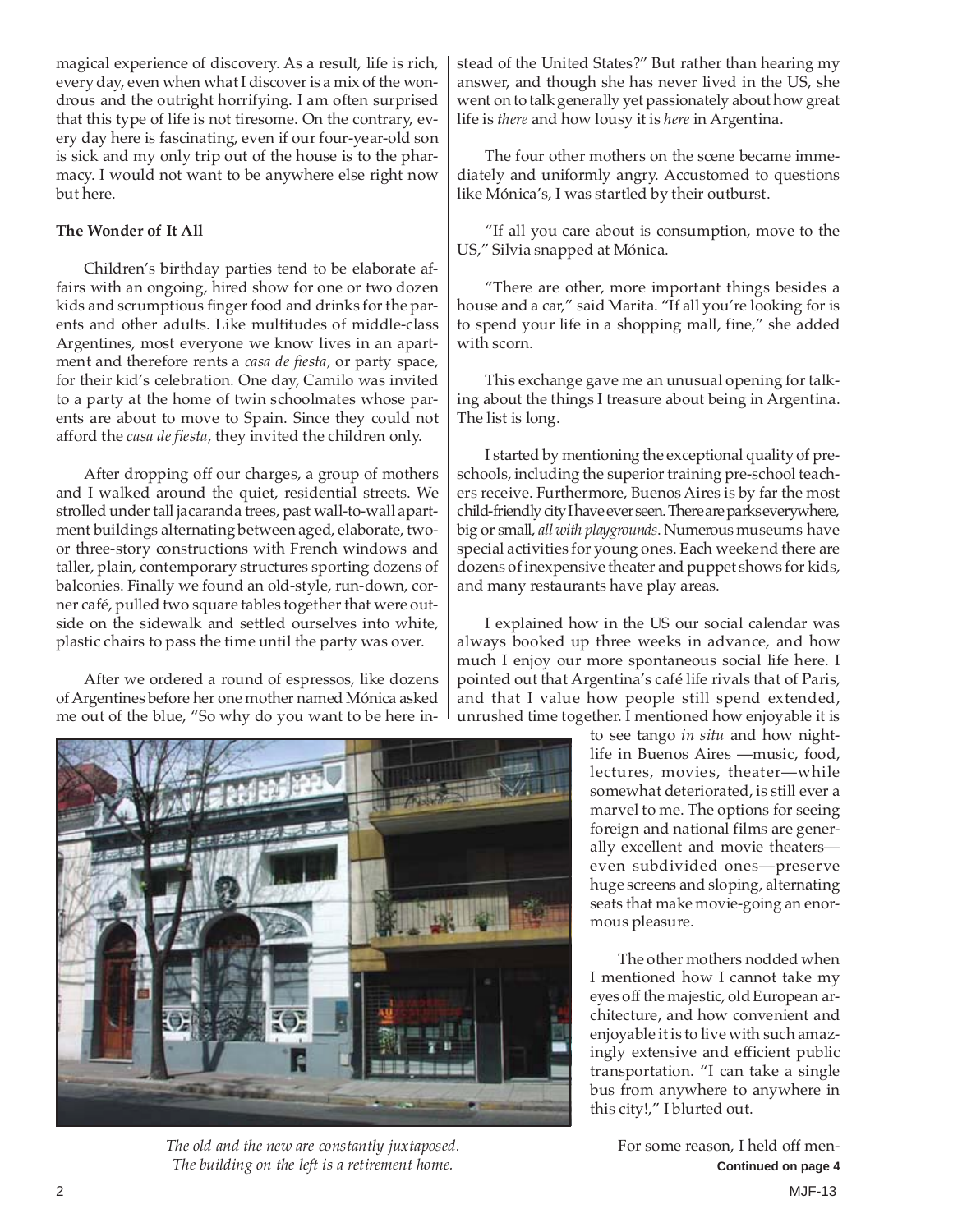magical experience of discovery. As a result, life is rich, every day, even when what I discover is a mix of the wondrous and the outright horrifying. I am often surprised that this type of life is not tiresome. On the contrary, every day here is fascinating, even if our four-year-old son is sick and my only trip out of the house is to the pharmacy. I would not want to be anywhere else right now but here.

**The Wonder of It All**

Children's birthday parties tend to be elaborate affairs with an ongoing, hired show for one or two dozen kids and scrumptious finger food and drinks for the parents and other adults. Like multitudes of middle-class Argentines, most everyone we know lives in an apartment and therefore rents a *casa de fiesta,* or party space, for their kid's celebration. One day, Camilo was invited to a party at the home of twin schoolmates whose parents are about to move to Spain. Since they could not afford the *casa de fiesta,* they invited the children only.

After dropping off our charges, a group of mothers and I walked around the quiet, residential streets. We strolled under tall jacaranda trees, past wall-to-wall apartment buildings alternating between aged, elaborate, two- or three-story constructions with French windows and taller, plain, contemporary structures sporting dozens of balconies. Finally we found an old-style, run-down, corner café, pulled two square tables together that were outside on the sidewalk and settled ourselves into white, plastic chairs to pass the time until the party was over.

After we ordered a round of espressos, like dozens of Argentines before her one mother named Mónica asked me out of the blue, "So why do you want to be here instead of the United States?" But rather than hearing my answer, and though she has never lived in the US, she went on to talk generally yet passionately about how great life is *there* and how lousy it is *here* in Argentina.

The four other mothers on the scene became immediately and uniformly angry. Accustomed to questions like Mónica's, I was startled by their outburst.

"If all you care about is consumption, move to the US," Silvia snapped at Mónica.

"There are other, more important things besides a house and a car," said Marita. "If all you're looking for is to spend your life in a shopping mall, fine," she added with scorn.

This exchange gave me an unusual opening for talking about the things I treasure about being in Argentina. The list is long.

I started by mentioning the exceptional quality of preschools, including the superior training pre-school teachers receive. Furthermore, Buenos Aires is by far the most child-friendly city I have ever seen. There are parks everywhere, big or small, *all with playgrounds.* Numerous museums have special activities for young ones. Each weekend there are dozens of inexpensive theater and puppet shows for kids, and many restaurants have play areas.

I explained how in the US our social calendar was always booked up three weeks in advance, and how much I enjoy our more spontaneous social life here. I pointed out that Argentina's café life rivals that of Paris, and that I value how people still spend extended, unrushed time together. I mentioned how enjoyable it is to see tango *in situ* and how nightlife in Buenos Aires —music, food, lectures, movies, theater—while somewhat deteriorated, is still ever a marvel to me. The options for seeing foreign and national films are generally excellent and movie theaters—even subdivided ones—preserve huge screens and sloping, alternating seats that make movie-going an enormous pleasure.

*The old and the new are constantly juxtaposed. The building on the left is a retirement home.*

The other mothers nodded when I mentioned how I cannot take my eyes off the majestic, old European architecture, and how convenient and enjoyable it is to live with such amazingly extensive and efficient public transportation. "I can take a single bus from anywhere to anywhere in this city!," I blurted out.

For some reason, I held off men-

**Continued on page 4**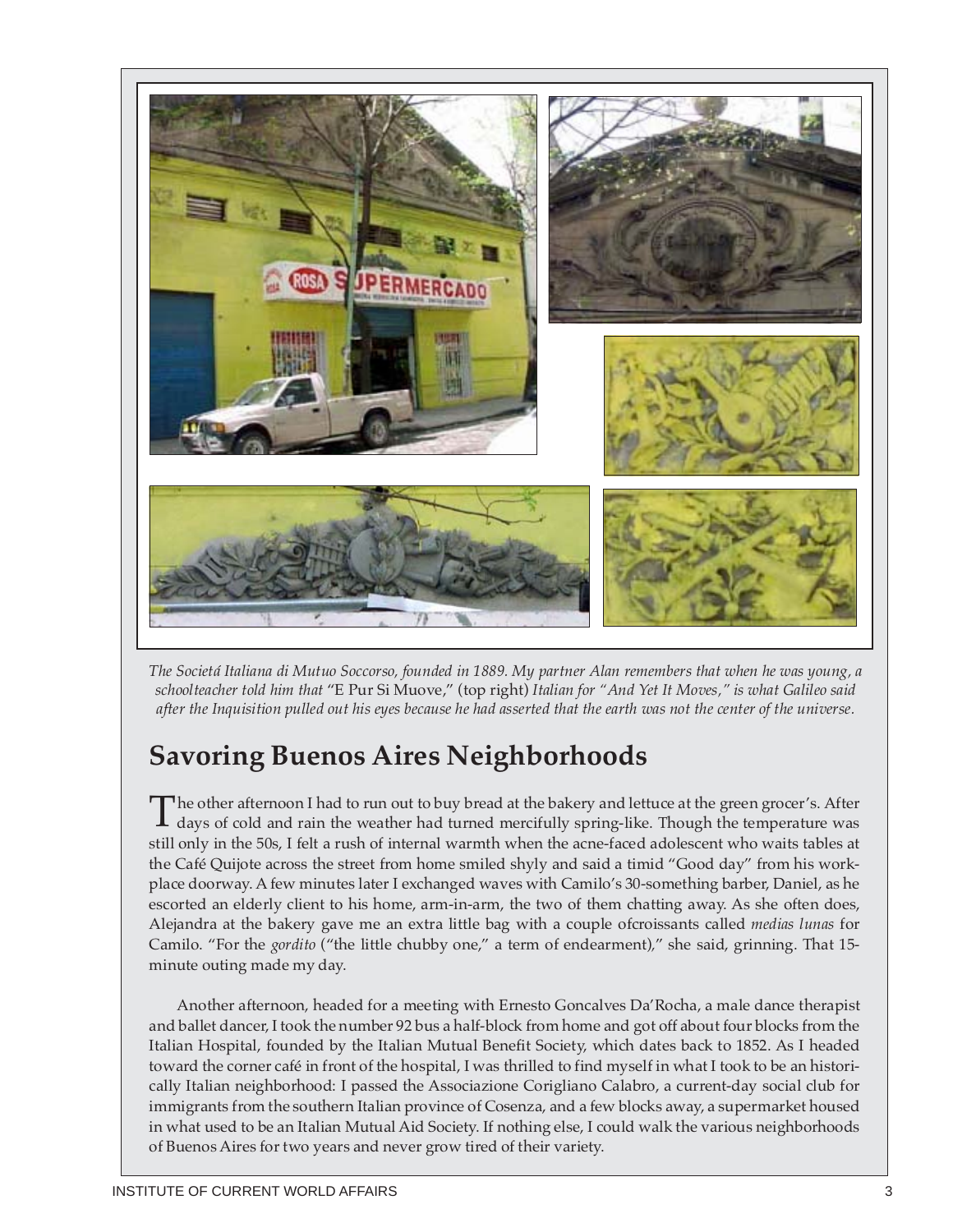*The Societá Italiana di Mutuo Soccorso, founded in 1889. My partner Alan remembers that when he was young, a schoolteacher told him that* "E Pur Si Muove," (top right) *Italian for "And Yet It Moves," is what Galileo said after the Inquisition pulled out his eyes because he had asserted that the earth was not the center of the universe.*

## Savoring Buenos Aires Neighborhoods

The other afternoon I had to run out to buy bread at the bakery and lettuce at the green grocer's. After days of cold and rain the weather had turned mercifully spring-like. Though the temperature was still only in the 50s, I felt a rush of internal warmth when the acne-faced adolescent who waits tables at the Café Quijote across the street from home smiled shyly and said a timid "Good day" from his workplace doorway. A few minutes later I exchanged waves with Camilo's 30-something barber, Daniel, as he escorted an elderly client to his home, arm-in-arm, the two of them chatting away. As she often does, Alejandra at the bakery gave me an extra little bag with a couple ofcroissants called *medias lunas* for Camilo. "For the *gordito* ("the little chubby one," a term of endearment)," she said, grinning. That 15-minute outing made my day.

Another afternoon, headed for a meeting with Ernesto Goncalves Da'Rocha, a male dance therapist and ballet dancer, I took the number 92 bus a half-block from home and got off about four blocks from the Italian Hospital, founded by the Italian Mutual Benefit Society, which dates back to 1852. As I headed toward the corner café in front of the hospital, I was thrilled to find myself in what I took to be an historically Italian neighborhood: I passed the Associazione Corigliano Calabro, a current-day social club for immigrants from the southern Italian province of Cosenza, and a few blocks away, a supermarket housed in what used to be an Italian Mutual Aid Society. If nothing else, I could walk the various neighborhoods of Buenos Aires for two years and never grow tired of their variety.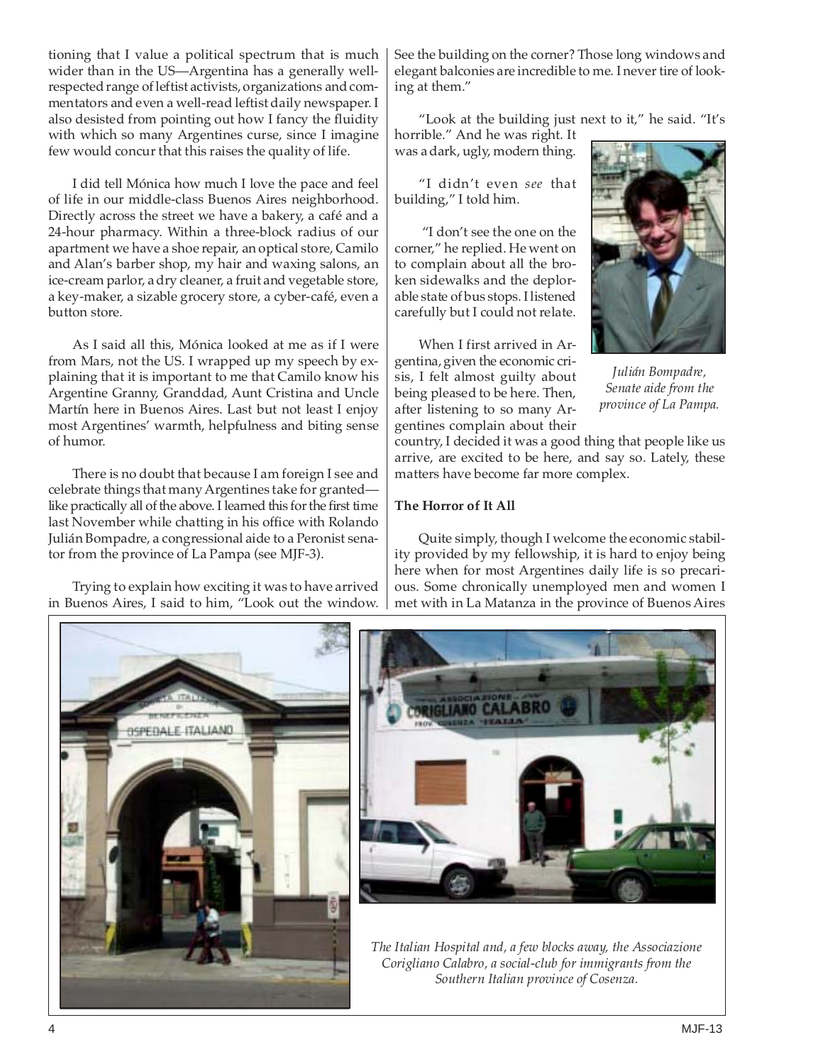tioning that I value a political spectrum that is much wider than in the US—Argentina has a generally well-respected range of leftist activists, organizations and commentators and even a well-read leftist daily newspaper. I also desisted from pointing out how I fancy the fluidity with which so many Argentines curse, since I imagine few would concur that this raises the quality of life.

I did tell Mónica how much I love the pace and feel of life in our middle-class Buenos Aires neighborhood. Directly across the street we have a bakery, a café and a 24-hour pharmacy. Within a three-block radius of our apartment we have a shoe repair, an optical store, Camilo and Alan's barber shop, my hair and waxing salons, an ice-cream parlor, a dry cleaner, a fruit and vegetable store, a key-maker, a sizable grocery store, a cyber-café, even a button store.

As I said all this, Mónica looked at me as if I were from Mars, not the US. I wrapped up my speech by explaining that it is important to me that Camilo know his Argentine Granny, Granddad, Aunt Cristina and Uncle Martín here in Buenos Aires. Last but not least I enjoy most Argentines' warmth, helpfulness and biting sense of humor.

There is no doubt that because I am foreign I see and celebrate things that many Argentines take for granted—like practically all of the above. I learned this for the first time last November while chatting in his office with Rolando Julián Bompadre, a congressional aide to a Peronist senator from the province of La Pampa (see MJF-3).

Trying to explain how exciting it was to have arrived in Buenos Aires, I said to him, "Look out the window. See the building on the corner? Those long windows and elegant balconies are incredible to me. I never tire of looking at them."

"Look at the building just next to it," he said. "It's horrible." And he was right. It was a dark, ugly, modern thing.

"I didn't even *see* that building," I told him.

"I don't see the one on the corner," he replied. He went on to complain about all the broken sidewalks and the deplorable state of bus stops. I listened carefully but I could not relate.

*Julián Bompadre, Senate aide from the province of La Pampa.*

When I first arrived in Argentina, given the economic crisis, I felt almost guilty about being pleased to be here. Then, after listening to so many Argentines complain about their country, I decided it was a good thing that people like us arrive, are excited to be here, and say so. Lately, these matters have become far more complex.

**The Horror of It All**

Quite simply, though I welcome the economic stability provided by my fellowship, it is hard to enjoy being here when for most Argentines daily life is so precarious. Some chronically unemployed men and women I met with in La Matanza in the province of Buenos Aires

*The Italian Hospital and, a few blocks away, the Associazione Corigliano Calabro, a social-club for immigrants from the Southern Italian province of Cosenza.*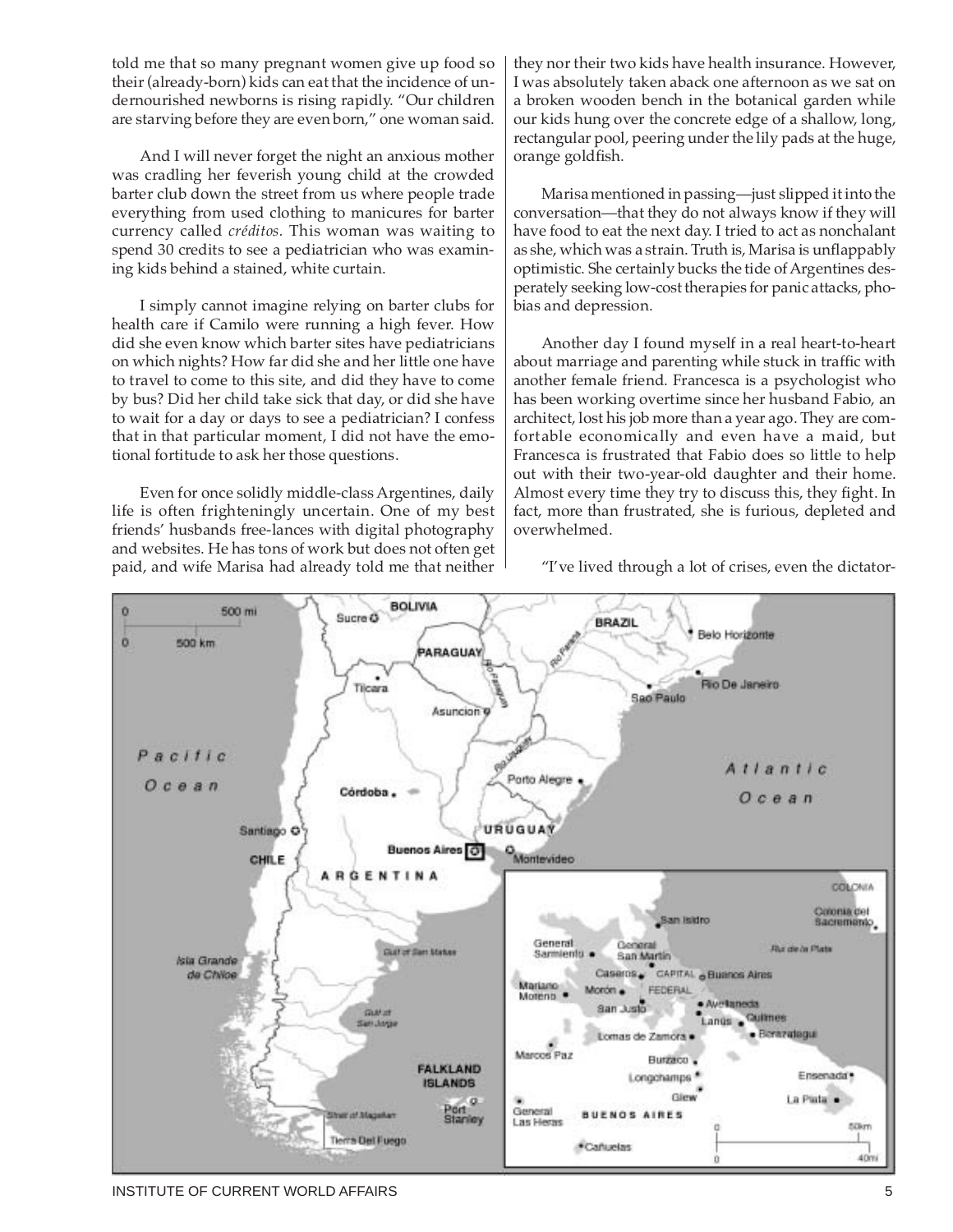told me that so many pregnant women give up food so their (already-born) kids can eat that the incidence of undernourished newborns is rising rapidly. "Our children are starving before they are even born," one woman said.

And I will never forget the night an anxious mother was cradling her feverish young child at the crowded barter club down the street from us where people trade everything from used clothing to manicures for barter currency called *créditos.* This woman was waiting to spend 30 credits to see a pediatrician who was examining kids behind a stained, white curtain.

I simply cannot imagine relying on barter clubs for health care if Camilo were running a high fever. How did she even know which barter sites have pediatricians on which nights? How far did she and her little one have to travel to come to this site, and did they have to come by bus? Did her child take sick that day, or did she have to wait for a day or days to see a pediatrician? I confess that in that particular moment, I did not have the emotional fortitude to ask her those questions.

Even for once solidly middle-class Argentines, daily life is often frighteningly uncertain. One of my best friends' husbands free-lances with digital photography and websites. He has tons of work but does not often get paid, and wife Marisa had already told me that neither they nor their two kids have health insurance. However, I was absolutely taken aback one afternoon as we sat on a broken wooden bench in the botanical garden while our kids hung over the concrete edge of a shallow, long, rectangular pool, peering under the lily pads at the huge, orange goldfish.

Marisa mentioned in passing—just slipped it into the conversation—that they do not always know if they will have food to eat the next day. I tried to act as nonchalant as she, which was a strain. Truth is, Marisa is unflappably optimistic. She certainly bucks the tide of Argentines desperately seeking low-cost therapies for panic attacks, phobias and depression.

Another day I found myself in a real heart-to-heart about marriage and parenting while stuck in traffic with another female friend. Francesca is a psychologist who has been working overtime since her husband Fabio, an architect, lost his job more than a year ago. They are comfortable economically and even have a maid, but Francesca is frustrated that Fabio does so little to help out with their two-year-old daughter and their home. Almost every time they try to discuss this, they fight. In fact, more than frustrated, she is furious, depleted and overwhelmed.

"I've lived through a lot of crises, even the dictator-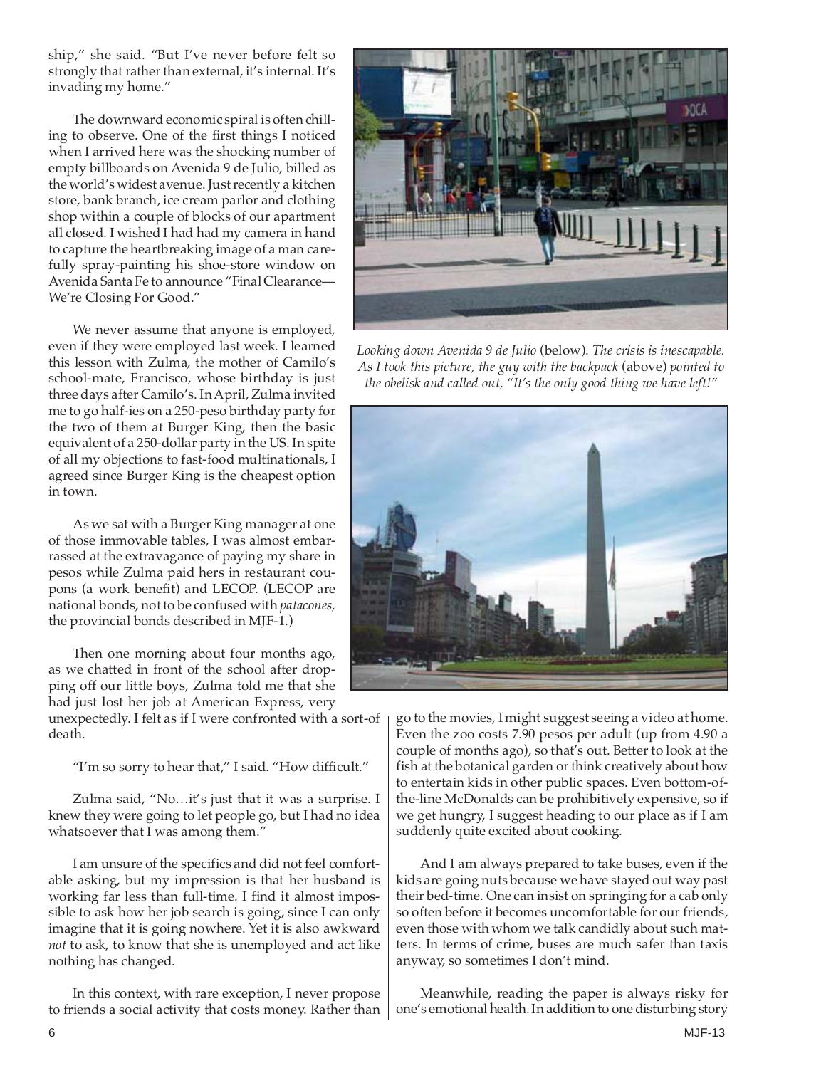ship," she said. "But I've never before felt so strongly that rather than external, it's internal. It's invading my home."

The downward economic spiral is often chilling to observe. One of the first things I noticed when I arrived here was the shocking number of empty billboards on Avenida 9 de Julio, billed as the world's widest avenue. Just recently a kitchen store, bank branch, ice cream parlor and clothing shop within a couple of blocks of our apartment all closed. I wished I had had my camera in hand to capture the heartbreaking image of a man carefully spray-painting his shoe-store window on Avenida Santa Fe to announce "Final Clearance—We're Closing For Good."

We never assume that anyone is employed, even if they were employed last week. I learned this lesson with Zulma, the mother of Camilo's school-mate, Francisco, whose birthday is just three days after Camilo's. In April, Zulma invited me to go half-ies on a 250-peso birthday party for the two of them at Burger King, then the basic equivalent of a 250-dollar party in the US. In spite of all my objections to fast-food multinationals, I agreed since Burger King is the cheapest option in town.

As we sat with a Burger King manager at one of those immovable tables, I was almost embarrassed at the extravagance of paying my share in pesos while Zulma paid hers in restaurant coupons (a work benefit) and LECOP. (LECOP are national bonds, not to be confused with *patacones*, the provincial bonds described in MJF-1.)

Then one morning about four months ago, as we chatted in front of the school after dropping off our little boys, Zulma told me that she had just lost her job at American Express, very unexpectedly. I felt as if I were confronted with a sort-of death.

*Looking down Avenida 9 de Julio* (below). *The crisis is inescapable. As I took this picture, the guy with the backpack* (above) *pointed to the obelisk and called out, "It's the only good thing we have left!"*

"I'm so sorry to hear that," I said. "How difficult."

Zulma said, "No…it's just that it was a surprise. I knew they were going to let people go, but I had no idea whatsoever that I was among them."

I am unsure of the specifics and did not feel comfortable asking, but my impression is that her husband is working far less than full-time. I find it almost impossible to ask how her job search is going, since I can only imagine that it is going nowhere. Yet it is also awkward *not* to ask, to know that she is unemployed and act like nothing has changed.

In this context, with rare exception, I never propose to friends a social activity that costs money. Rather than go to the movies, I might suggest seeing a video at home. Even the zoo costs 7.90 pesos per adult (up from 4.90 a couple of months ago), so that's out. Better to look at the fish at the botanical garden or think creatively about how to entertain kids in other public spaces. Even bottom-of-the-line McDonalds can be prohibitively expensive, so if we get hungry, I suggest heading to our place as if I am suddenly quite excited about cooking.

And I am always prepared to take buses, even if the kids are going nuts because we have stayed out way past their bed-time. One can insist on springing for a cab only so often before it becomes uncomfortable for our friends, even those with whom we talk candidly about such matters. In terms of crime, buses are much safer than taxis anyway, so sometimes I don't mind.

Meanwhile, reading the paper is always risky for one's emotional health. In addition to one disturbing story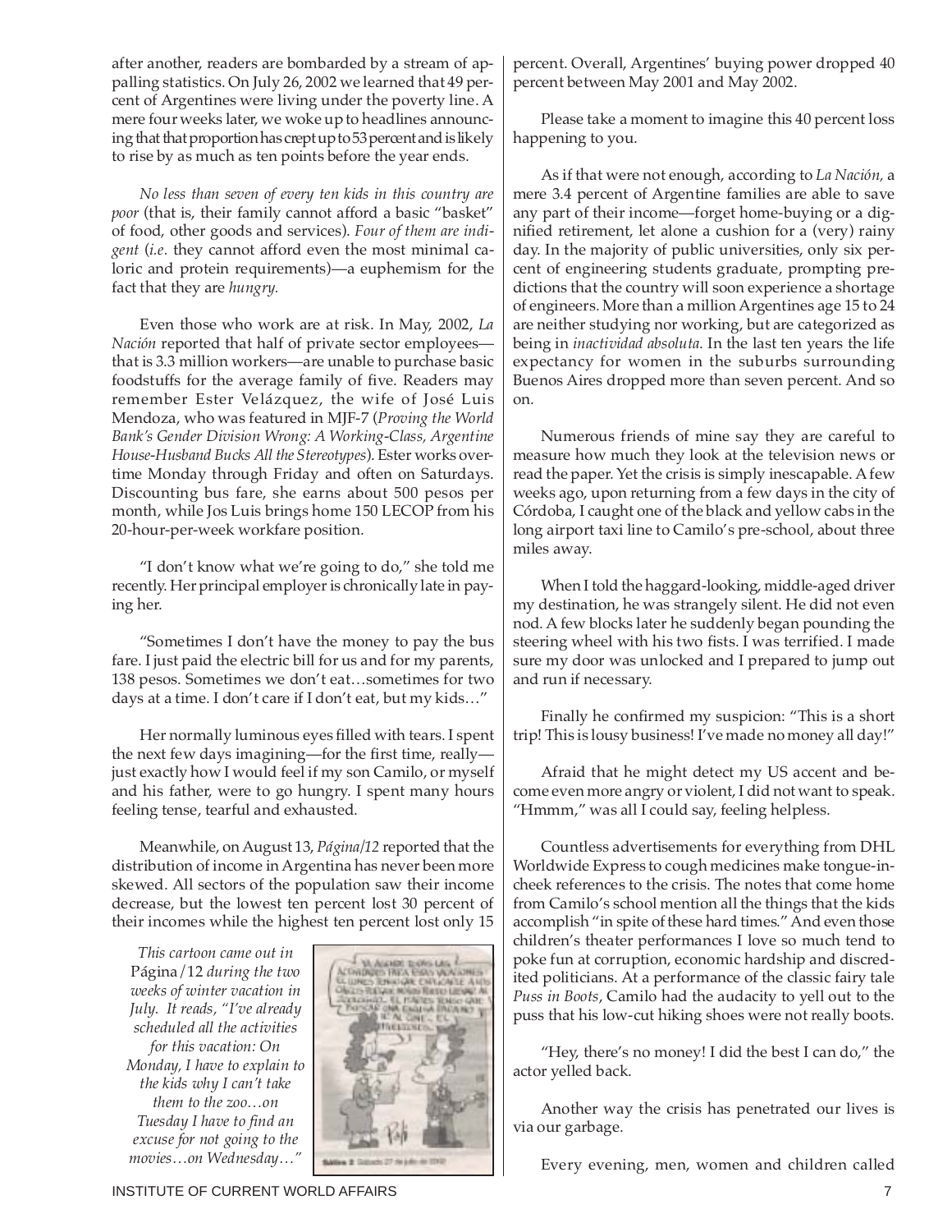after another, readers are bombarded by a stream of appalling statistics. On July 26, 2002 we learned that 49 percent of Argentines were living under the poverty line. A mere four weeks later, we woke up to headlines announcing that that proportion has crept up to 53 percent and is likely to rise by as much as ten points before the year ends.

*No less than seven of every ten kids in this country are poor* (that is, their family cannot afford a basic "basket" of food, other goods and services). *Four of them are indigent* (*i.e.* they cannot afford even the most minimal caloric and protein requirements)—a euphemism for the fact that they are *hungry.*

Even those who work are at risk. In May, 2002, *La Nación* reported that half of private sector employees—that is 3.3 million workers—are unable to purchase basic foodstuffs for the average family of five. Readers may remember Ester Velázquez, the wife of José Luis Mendoza, who was featured in MJF-7 (*Proving the World Bank's Gender Division Wrong: A Working-Class, Argentine House-Husband Bucks All the Stereotypes*). Ester works overtime Monday through Friday and often on Saturdays. Discounting bus fare, she earns about 500 pesos per month, while Jos Luis brings home 150 LECOP from his 20-hour-per-week workfare position.

"I don't know what we're going to do," she told me recently. Her principal employer is chronically late in paying her.

"Sometimes I don't have the money to pay the bus fare. I just paid the electric bill for us and for my parents, 138 pesos. Sometimes we don't eat…sometimes for two days at a time. I don't care if I don't eat, but my kids…"

Her normally luminous eyes filled with tears. I spent the next few days imagining—for the first time, really—just exactly how I would feel if my son Camilo, or myself and his father, were to go hungry. I spent many hours feeling tense, tearful and exhausted.

Meanwhile, on August 13, *Página/12* reported that the distribution of income in Argentina has never been more skewed. All sectors of the population saw their income decrease, but the lowest ten percent lost 30 percent of their incomes while the highest ten percent lost only 15 percent. Overall, Argentines' buying power dropped 40 percent between May 2001 and May 2002.

*This cartoon came out in* Página/12 *during the two weeks of winter vacation in July. It reads, "I've already scheduled all the activities for this vacation: On Monday, I have to explain to the kids why I can't take them to the zoo…on Tuesday I have to find an excuse for not going to the movies…on Wednesday…"*

Please take a moment to imagine this 40 percent loss happening to you.

As if that were not enough, according to *La Nación,* a mere 3.4 percent of Argentine families are able to save any part of their income—forget home-buying or a dignified retirement, let alone a cushion for a (very) rainy day. In the majority of public universities, only six percent of engineering students graduate, prompting predictions that the country will soon experience a shortage of engineers. More than a million Argentines age 15 to 24 are neither studying nor working, but are categorized as being in *inactividad absoluta*. In the last ten years the life expectancy for women in the suburbs surrounding Buenos Aires dropped more than seven percent. And so on.

Numerous friends of mine say they are careful to measure how much they look at the television news or read the paper. Yet the crisis is simply inescapable. A few weeks ago, upon returning from a few days in the city of Córdoba, I caught one of the black and yellow cabs in the long airport taxi line to Camilo's pre-school, about three miles away.

When I told the haggard-looking, middle-aged driver my destination, he was strangely silent. He did not even nod. A few blocks later he suddenly began pounding the steering wheel with his two fists. I was terrified. I made sure my door was unlocked and I prepared to jump out and run if necessary.

Finally he confirmed my suspicion: "This is a short trip! This is lousy business! I've made no money all day!"

Afraid that he might detect my US accent and become even more angry or violent, I did not want to speak. "Hmmm," was all I could say, feeling helpless.

Countless advertisements for everything from DHL Worldwide Express to cough medicines make tongue-in-cheek references to the crisis. The notes that come home from Camilo's school mention all the things that the kids accomplish "in spite of these hard times." And even those children's theater performances I love so much tend to poke fun at corruption, economic hardship and discredited politicians. At a performance of the classic fairy tale *Puss in Boots*, Camilo had the audacity to yell out to the puss that his low-cut hiking shoes were not really boots.

"Hey, there's no money! I did the best I can do," the actor yelled back.

Another way the crisis has penetrated our lives is via our garbage.

Every evening, men, women and children called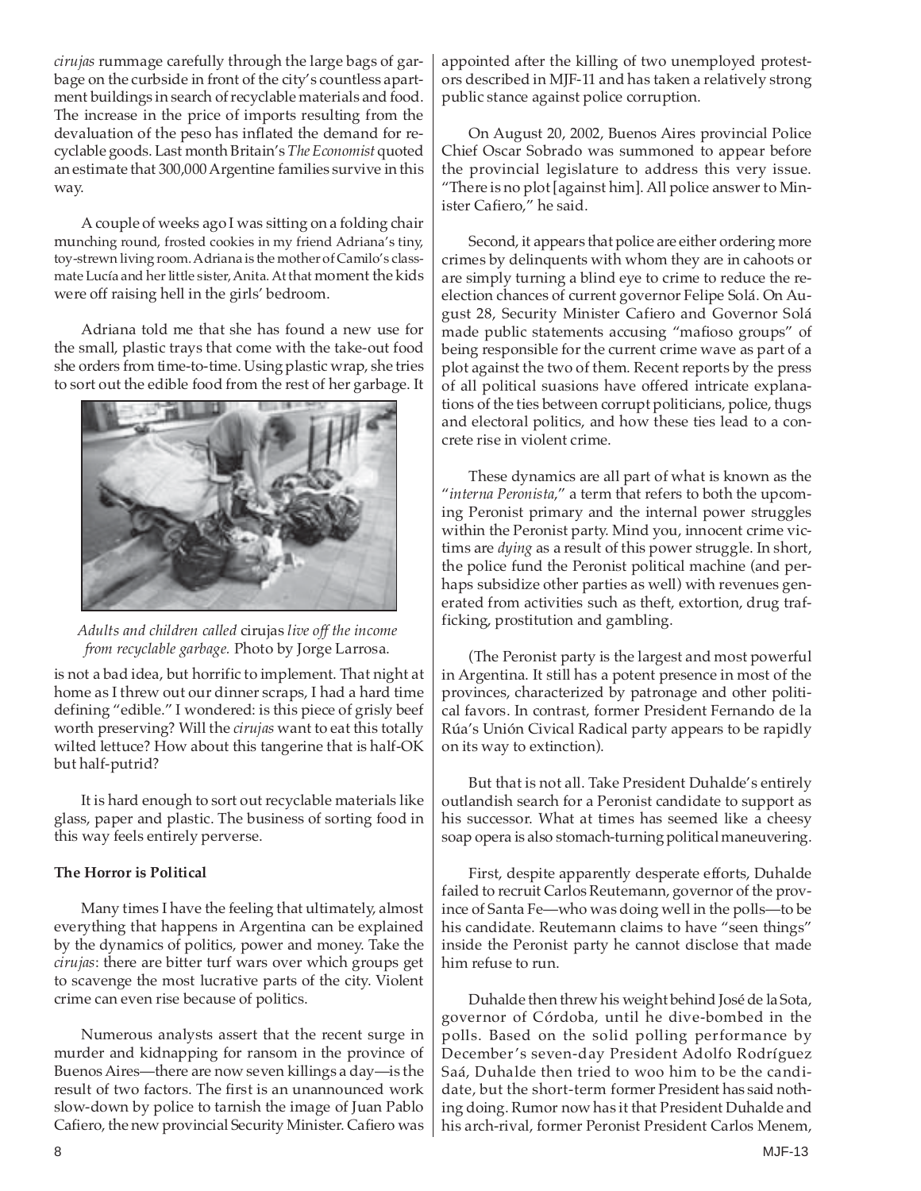*cirujas* rummage carefully through the large bags of garbage on the curbside in front of the city's countless apartment buildings in search of recyclable materials and food. The increase in the price of imports resulting from the devaluation of the peso has inflated the demand for recyclable goods. Last month Britain's *The Economist* quoted an estimate that 300,000 Argentine families survive in this way.

A couple of weeks ago I was sitting on a folding chair munching round, frosted cookies in my friend Adriana's tiny, toy-strewn living room. Adriana is the mother of Camilo's classmate Lucía and her little sister, Anita. At that moment the kids were off raising hell in the girls' bedroom.

Adriana told me that she has found a new use for the small, plastic trays that come with the take-out food she orders from time-to-time. Using plastic wrap, she tries to sort out the edible food from the rest of her garbage. It is not a bad idea, but horrific to implement. That night at home as I threw out our dinner scraps, I had a hard time defining "edible." I wondered: is this piece of grisly beef worth preserving? Will the *cirujas* want to eat this totally wilted lettuce? How about this tangerine that is half-OK but half-putrid?

*Adults and children called* cirujas *live off the income from recyclable garbage.* Photo by Jorge Larrosa.

It is hard enough to sort out recyclable materials like glass, paper and plastic. The business of sorting food in this way feels entirely perverse.

**The Horror is Political**

Many times I have the feeling that ultimately, almost everything that happens in Argentina can be explained by the dynamics of politics, power and money. Take the *cirujas*: there are bitter turf wars over which groups get to scavenge the most lucrative parts of the city. Violent crime can even rise because of politics.

Numerous analysts assert that the recent surge in murder and kidnapping for ransom in the province of Buenos Aires—there are now seven killings a day—is the result of two factors. The first is an unannounced work slow-down by police to tarnish the image of Juan Pablo Cafiero, the new provincial Security Minister. Cafiero was appointed after the killing of two unemployed protestors described in MJF-11 and has taken a relatively strong public stance against police corruption.

On August 20, 2002, Buenos Aires provincial Police Chief Oscar Sobrado was summoned to appear before the provincial legislature to address this very issue. "There is no plot [against him]. All police answer to Minister Cafiero," he said.

Second, it appears that police are either ordering more crimes by delinquents with whom they are in cahoots or are simply turning a blind eye to crime to reduce the reelection chances of current governor Felipe Solá. On August 28, Security Minister Cafiero and Governor Solá made public statements accusing "mafioso groups" of being responsible for the current crime wave as part of a plot against the two of them. Recent reports by the press of all political suasions have offered intricate explanations of the ties between corrupt politicians, police, thugs and electoral politics, and how these ties lead to a concrete rise in violent crime.

These dynamics are all part of what is known as the "*interna Peronista*," a term that refers to both the upcoming Peronist primary and the internal power struggles within the Peronist party. Mind you, innocent crime victims are *dying* as a result of this power struggle. In short, the police fund the Peronist political machine (and perhaps subsidize other parties as well) with revenues generated from activities such as theft, extortion, drug trafficking, prostitution and gambling.

(The Peronist party is the largest and most powerful in Argentina. It still has a potent presence in most of the provinces, characterized by patronage and other political favors. In contrast, former President Fernando de la Rúa's Unión Civical Radical party appears to be rapidly on its way to extinction).

But that is not all. Take President Duhalde's entirely outlandish search for a Peronist candidate to support as his successor. What at times has seemed like a cheesy soap opera is also stomach-turning political maneuvering.

First, despite apparently desperate efforts, Duhalde failed to recruit Carlos Reutemann, governor of the province of Santa Fe—who was doing well in the polls—to be his candidate. Reutemann claims to have "seen things" inside the Peronist party he cannot disclose that made him refuse to run.

Duhalde then threw his weight behind José de la Sota, governor of Córdoba, until he dive-bombed in the polls. Based on the solid polling performance by December's seven-day President Adolfo Rodríguez Saá, Duhalde then tried to woo him to be the candidate, but the short-term former President has said nothing doing. Rumor now has it that President Duhalde and his arch-rival, former Peronist President Carlos Menem,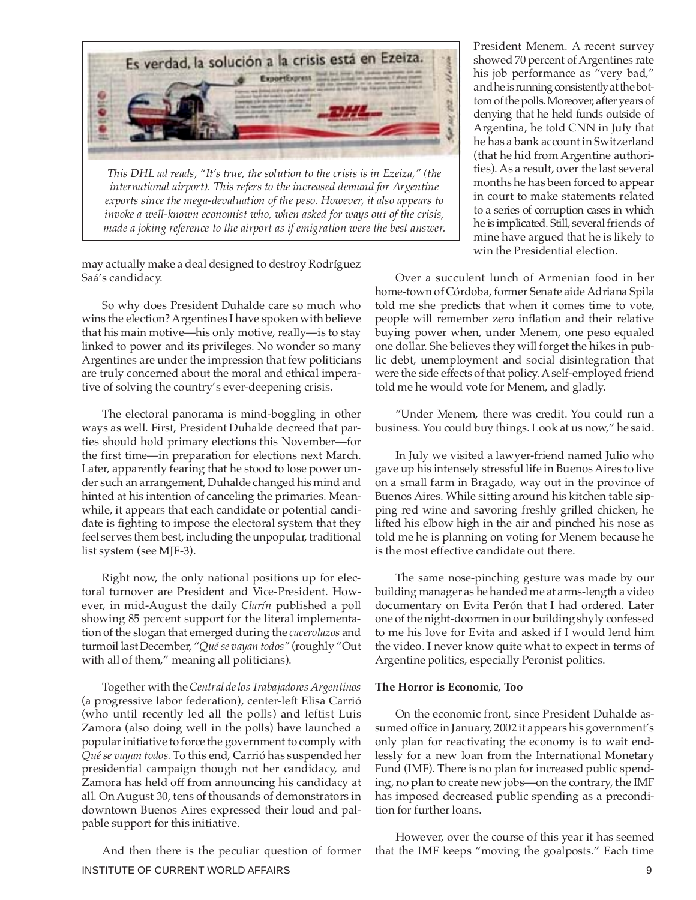This DHL ad reads, "It's true, the solution to the crisis is in Ezeiza," (the international airport). This refers to the increased demand for Argentine exports since the mega-devaluation of the peso. However, it also appears to invoke a well-known economist who, when asked for ways out of the crisis, made a joking reference to the airport as if emigration were the best answer.

may actually make a deal designed to destroy Rodríguez Saá's candidacy.

So why does President Duhalde care so much who wins the election? Argentines I have spoken with believe that his main motive—his only motive, really—is to stay linked to power and its privileges. No wonder so many Argentines are under the impression that few politicians are truly concerned about the moral and ethical imperative of solving the country's ever-deepening crisis.

The electoral panorama is mind-boggling in other ways as well. First, President Duhalde decreed that parties should hold primary elections this November—for the first time—in preparation for elections next March. Later, apparently fearing that he stood to lose power under such an arrangement, Duhalde changed his mind and hinted at his intention of canceling the primaries. Meanwhile, it appears that each candidate or potential candidate is fighting to impose the electoral system that they feel serves them best, including the unpopular, traditional list system (see MJF-3).

Right now, the only national positions up for electoral turnover are President and Vice-President. However, in mid-August the daily *Clarín* published a poll showing 85 percent support for the literal implementation of the slogan that emerged during the *cacerolazos* and turmoil last December, "*Qué se vayan todos*" (roughly "Out with all of them," meaning all politicians).

Together with the *Central de los Trabajadores Argentinos* (a progressive labor federation), center-left Elisa Carrió (who until recently led all the polls) and leftist Luis Zamora (also doing well in the polls) have launched a popular initiative to force the government to comply with *Qué se vayan todos.* To this end, Carrió has suspended her presidential campaign though not her candidacy, and Zamora has held off from announcing his candidacy at all. On August 30, tens of thousands of demonstrators in downtown Buenos Aires expressed their loud and palpable support for this initiative.

And then there is the peculiar question of former President Menem. A recent survey showed 70 percent of Argentines rate his job performance as "very bad," and he is running consistently at the bottom of the polls. Moreover, after years of denying that he held funds outside of Argentina, he told CNN in July that he has a bank account in Switzerland (that he hid from Argentine authorities). As a result, over the last several months he has been forced to appear in court to make statements related to a series of corruption cases in which he is implicated. Still, several friends of mine have argued that he is likely to win the Presidential election.

Over a succulent lunch of Armenian food in her home-town of Córdoba, former Senate aide Adriana Spila told me she predicts that when it comes time to vote, people will remember zero inflation and their relative buying power when, under Menem, one peso equaled one dollar. She believes they will forget the hikes in public debt, unemployment and social disintegration that were the side effects of that policy. A self-employed friend told me he would vote for Menem, and gladly.

"Under Menem, there was credit. You could run a business. You could buy things. Look at us now," he said.

In July we visited a lawyer-friend named Julio who gave up his intensely stressful life in Buenos Aires to live on a small farm in Bragado, way out in the province of Buenos Aires. While sitting around his kitchen table sipping red wine and savoring freshly grilled chicken, he lifted his elbow high in the air and pinched his nose as told me he is planning on voting for Menem because he is the most effective candidate out there.

The same nose-pinching gesture was made by our building manager as he handed me at arms-length a video documentary on Evita Perón that I had ordered. Later one of the night-doormen in our building shyly confessed to me his love for Evita and asked if I would lend him the video. I never know quite what to expect in terms of Argentine politics, especially Peronist politics.

**The Horror is Economic, Too**

On the economic front, since President Duhalde assumed office in January, 2002 it appears his government's only plan for reactivating the economy is to wait endlessly for a new loan from the International Monetary Fund (IMF). There is no plan for increased public spending, no plan to create new jobs—on the contrary, the IMF has imposed decreased public spending as a precondition for further loans.

However, over the course of this year it has seemed that the IMF keeps "moving the goalposts." Each time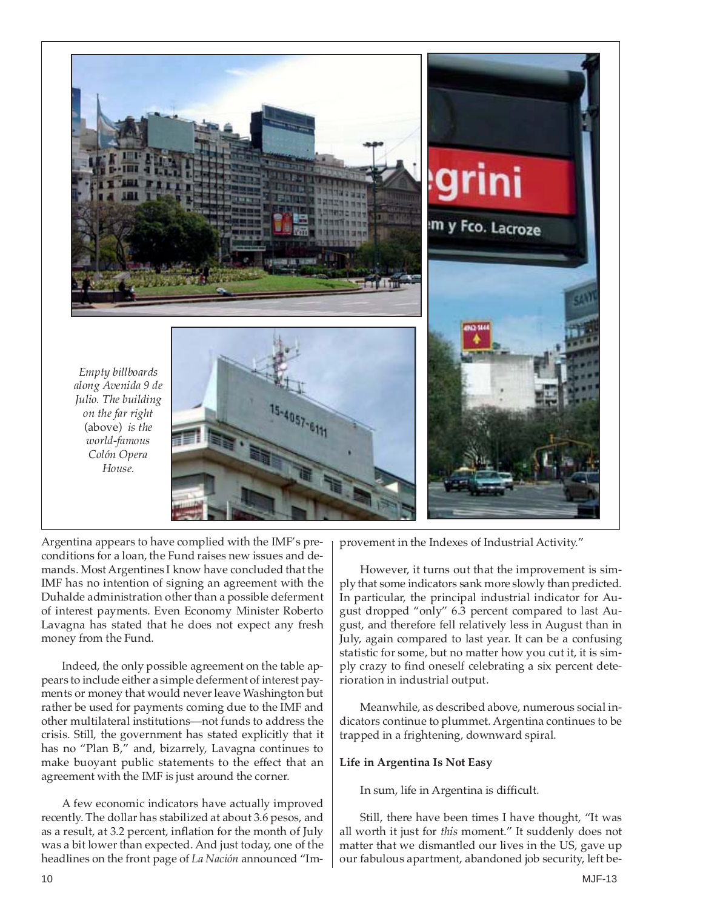*Empty billboards along Avenida 9 de Julio. The building on the far right* (above) *is the world-famous Colón Opera House.*

Argentina appears to have complied with the IMF's preconditions for a loan, the Fund raises new issues and demands. Most Argentines I know have concluded that the IMF has no intention of signing an agreement with the Duhalde administration other than a possible deferment of interest payments. Even Economy Minister Roberto Lavagna has stated that he does not expect any fresh money from the Fund.

Indeed, the only possible agreement on the table appears to include either a simple deferment of interest payments or money that would never leave Washington but rather be used for payments coming due to the IMF and other multilateral institutions—not funds to address the crisis. Still, the government has stated explicitly that it has no "Plan B," and, bizarrely, Lavagna continues to make buoyant public statements to the effect that an agreement with the IMF is just around the corner.

A few economic indicators have actually improved recently. The dollar has stabilized at about 3.6 pesos, and as a result, at 3.2 percent, inflation for the month of July was a bit lower than expected. And just today, one of the headlines on the front page of *La Nación* announced "Improvement in the Indexes of Industrial Activity."

However, it turns out that the improvement is simply that some indicators sank more slowly than predicted. In particular, the principal industrial indicator for August dropped "only" 6.3 percent compared to last August, and therefore fell relatively less in August than in July, again compared to last year. It can be a confusing statistic for some, but no matter how you cut it, it is simply crazy to find oneself celebrating a six percent deterioration in industrial output.

Meanwhile, as described above, numerous social indicators continue to plummet. Argentina continues to be trapped in a frightening, downward spiral.

**Life in Argentina Is Not Easy**

In sum, life in Argentina is difficult.

Still, there have been times I have thought, "It was all worth it just for *this* moment." It suddenly does not matter that we dismantled our lives in the US, gave up our fabulous apartment, abandoned job security, left be-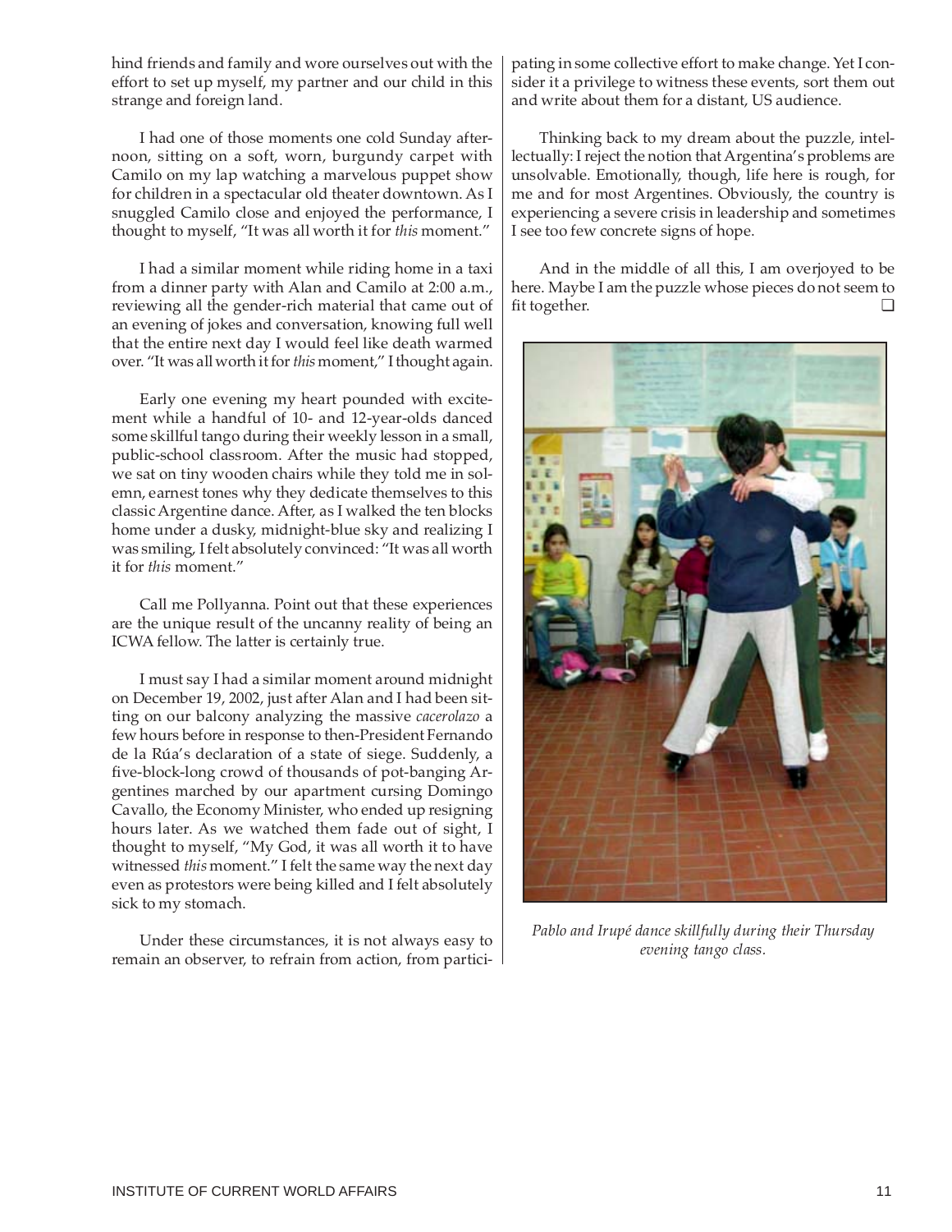hind friends and family and wore ourselves out with the effort to set up myself, my partner and our child in this strange and foreign land.

I had one of those moments one cold Sunday afternoon, sitting on a soft, worn, burgundy carpet with Camilo on my lap watching a marvelous puppet show for children in a spectacular old theater downtown. As I snuggled Camilo close and enjoyed the performance, I thought to myself, "It was all worth it for *this* moment."

I had a similar moment while riding home in a taxi from a dinner party with Alan and Camilo at 2:00 a.m., reviewing all the gender-rich material that came out of an evening of jokes and conversation, knowing full well that the entire next day I would feel like death warmed over. "It was all worth it for *this* moment," I thought again.

Early one evening my heart pounded with excitement while a handful of 10- and 12-year-olds danced some skillful tango during their weekly lesson in a small, public-school classroom. After the music had stopped, we sat on tiny wooden chairs while they told me in solemn, earnest tones why they dedicate themselves to this classic Argentine dance. After, as I walked the ten blocks home under a dusky, midnight-blue sky and realizing I was smiling, I felt absolutely convinced: "It was all worth it for *this* moment."

Call me Pollyanna. Point out that these experiences are the unique result of the uncanny reality of being an ICWA fellow. The latter is certainly true.

I must say I had a similar moment around midnight on December 19, 2002, just after Alan and I had been sitting on our balcony analyzing the massive *cacerolazo* a few hours before in response to then-President Fernando de la Rúa's declaration of a state of siege. Suddenly, a five-block-long crowd of thousands of pot-banging Argentines marched by our apartment cursing Domingo Cavallo, the Economy Minister, who ended up resigning hours later. As we watched them fade out of sight, I thought to myself, "My God, it was all worth it to have witnessed *this* moment." I felt the same way the next day even as protestors were being killed and I felt absolutely sick to my stomach.

Under these circumstances, it is not always easy to remain an observer, to refrain from action, from participating in some collective effort to make change. Yet I consider it a privilege to witness these events, sort them out and write about them for a distant, US audience.

Thinking back to my dream about the puzzle, intellectually: I reject the notion that Argentina's problems are unsolvable. Emotionally, though, life here is rough, for me and for most Argentines. Obviously, the country is experiencing a severe crisis in leadership and sometimes I see too few concrete signs of hope.

And in the middle of all this, I am overjoyed to be here. Maybe I am the puzzle whose pieces do not seem to fit together. ❑

*Pablo and Irupé dance skillfully during their Thursday evening tango class.*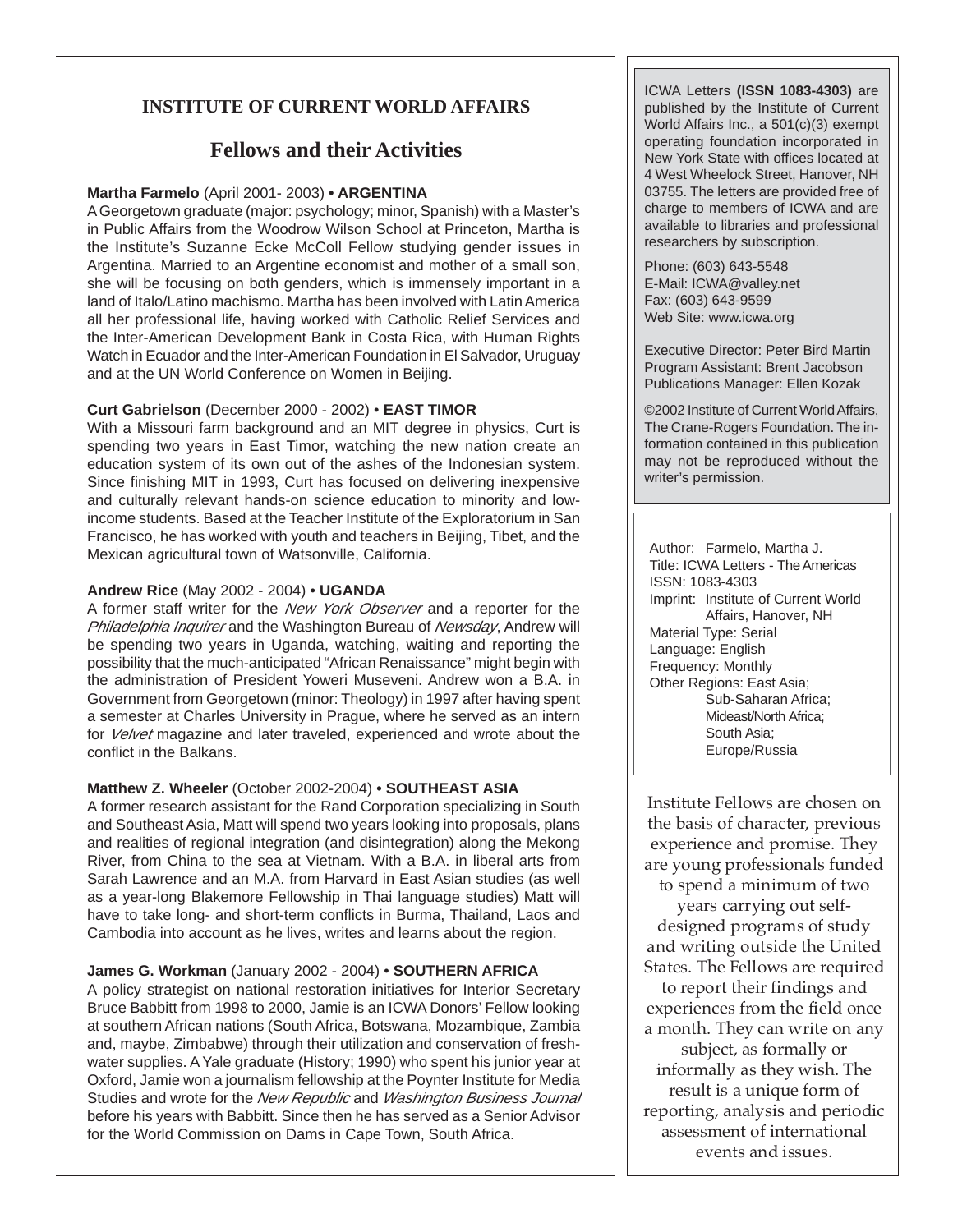**INSTITUTE OF CURRENT WORLD AFFAIRS**

## Fellows and their Activities

**Martha Farmelo** (April 2001- 2003) • **ARGENTINA**
A Georgetown graduate (major: psychology; minor, Spanish) with a Master's in Public Affairs from the Woodrow Wilson School at Princeton, Martha is the Institute's Suzanne Ecke McColl Fellow studying gender issues in Argentina. Married to an Argentine economist and mother of a small son, she will be focusing on both genders, which is immensely important in a land of Italo/Latino machismo. Martha has been involved with Latin America all her professional life, having worked with Catholic Relief Services and the Inter-American Development Bank in Costa Rica, with Human Rights Watch in Ecuador and the Inter-American Foundation in El Salvador, Uruguay and at the UN World Conference on Women in Beijing.

**Curt Gabrielson** (December 2000 - 2002) • **EAST TIMOR**
With a Missouri farm background and an MIT degree in physics, Curt is spending two years in East Timor, watching the new nation create an education system of its own out of the ashes of the Indonesian system. Since finishing MIT in 1993, Curt has focused on delivering inexpensive and culturally relevant hands-on science education to minority and low-income students. Based at the Teacher Institute of the Exploratorium in San Francisco, he has worked with youth and teachers in Beijing, Tibet, and the Mexican agricultural town of Watsonville, California.

**Andrew Rice** (May 2002 - 2004) • **UGANDA**
A former staff writer for the *New York Observer* and a reporter for the *Philadelphia Inquirer* and the Washington Bureau of *Newsday*, Andrew will be spending two years in Uganda, watching, waiting and reporting the possibility that the much-anticipated "African Renaissance" might begin with the administration of President Yoweri Museveni. Andrew won a B.A. in Government from Georgetown (minor: Theology) in 1997 after having spent a semester at Charles University in Prague, where he served as an intern for *Velvet* magazine and later traveled, experienced and wrote about the conflict in the Balkans.

**Matthew Z. Wheeler** (October 2002-2004) • **SOUTHEAST ASIA**
A former research assistant for the Rand Corporation specializing in South and Southeast Asia, Matt will spend two years looking into proposals, plans and realities of regional integration (and disintegration) along the Mekong River, from China to the sea at Vietnam. With a B.A. in liberal arts from Sarah Lawrence and an M.A. from Harvard in East Asian studies (as well as a year-long Blakemore Fellowship in Thai language studies) Matt will have to take long- and short-term conflicts in Burma, Thailand, Laos and Cambodia into account as he lives, writes and learns about the region.

**James G. Workman** (January 2002 - 2004) • **SOUTHERN AFRICA**
A policy strategist on national restoration initiatives for Interior Secretary Bruce Babbitt from 1998 to 2000, Jamie is an ICWA Donors' Fellow looking at southern African nations (South Africa, Botswana, Mozambique, Zambia and, maybe, Zimbabwe) through their utilization and conservation of fresh-water supplies. A Yale graduate (History; 1990) who spent his junior year at Oxford, Jamie won a journalism fellowship at the Poynter Institute for Media Studies and wrote for the *New Republic* and *Washington Business Journal* before his years with Babbitt. Since then he has served as a Senior Advisor for the World Commission on Dams in Cape Town, South Africa.

ICWA Letters **(ISSN 1083-4303)** are published by the Institute of Current World Affairs Inc., a 501(c)(3) exempt operating foundation incorporated in New York State with offices located at 4 West Wheelock Street, Hanover, NH 03755. The letters are provided free of charge to members of ICWA and are available to libraries and professional researchers by subscription.

Phone: (603) 643-5548
E-Mail: ICWA@valley.net
Fax: (603) 643-9599
Web Site: www.icwa.org

Executive Director: Peter Bird Martin
Program Assistant: Brent Jacobson
Publications Manager: Ellen Kozak

©2002 Institute of Current World Affairs, The Crane-Rogers Foundation. The information contained in this publication may not be reproduced without the writer's permission.

Author: Farmelo, Martha J.
Title: ICWA Letters - The Americas
ISSN: 1083-4303
Imprint: Institute of Current World Affairs, Hanover, NH
Material Type: Serial
Language: English
Frequency: Monthly
Other Regions: East Asia; Sub-Saharan Africa; Mideast/North Africa; South Asia; Europe/Russia

Institute Fellows are chosen on the basis of character, previous experience and promise. They are young professionals funded to spend a minimum of two years carrying out self-designed programs of study and writing outside the United States. The Fellows are required to report their findings and experiences from the field once a month. They can write on any subject, as formally or informally as they wish. The result is a unique form of reporting, analysis and periodic assessment of international events and issues.